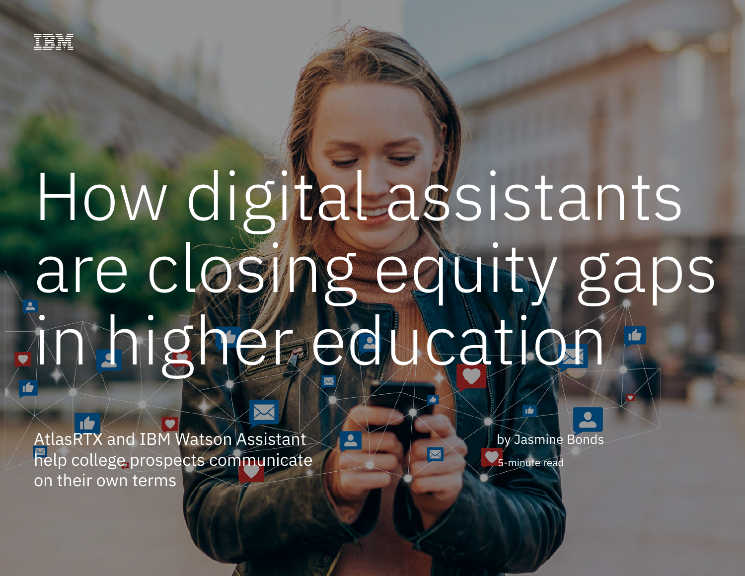IBM

# How digital assistants are closing equity gaps in higher education

AtlasRTX and IBM Watson Assistant help college prospects communicate on their own terms

by Jasmine Bonds

5-minute read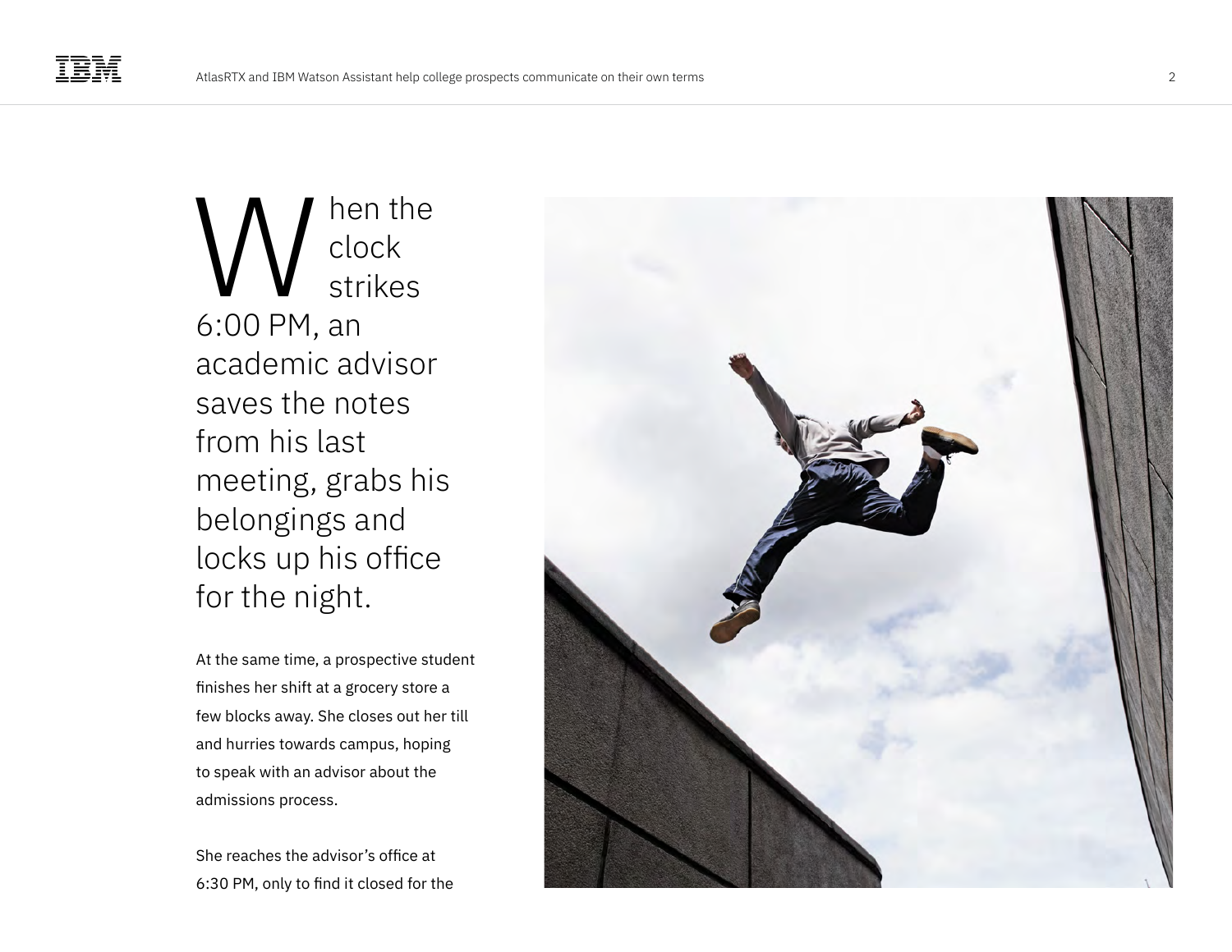When the clock strikes 6:00 PM, an academic advisor saves the notes from his last meeting, grabs his belongings and locks up his office for the night.

At the same time, a prospective student finishes her shift at a grocery store a few blocks away. She closes out her till and hurries towards campus, hoping to speak with an advisor about the admissions process.

She reaches the advisor's office at 6:30 PM, only to find it closed for the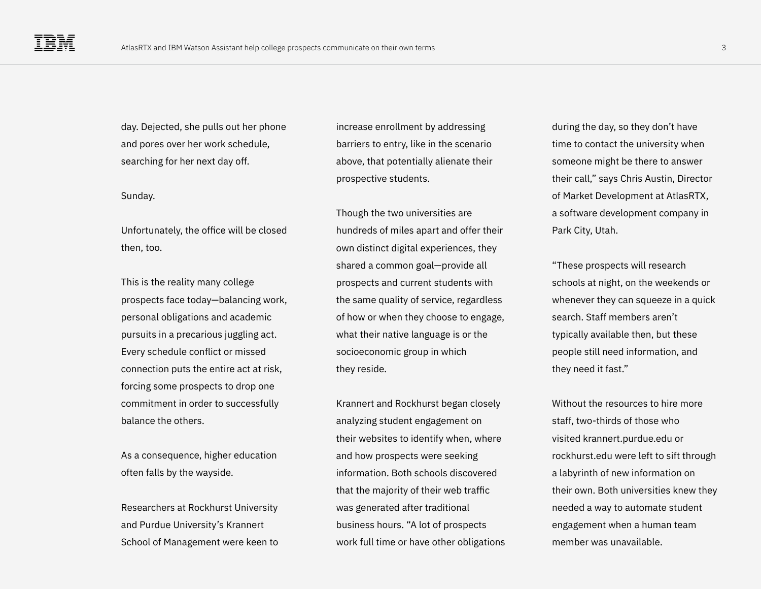day. Dejected, she pulls out her phone and pores over her work schedule, searching for her next day off.

Sunday.

Unfortunately, the office will be closed then, too.

This is the reality many college prospects face today—balancing work, personal obligations and academic pursuits in a precarious juggling act. Every schedule conflict or missed connection puts the entire act at risk, forcing some prospects to drop one commitment in order to successfully balance the others.

As a consequence, higher education often falls by the wayside.

Researchers at Rockhurst University and Purdue University's Krannert School of Management were keen to increase enrollment by addressing barriers to entry, like in the scenario above, that potentially alienate their prospective students.

Though the two universities are hundreds of miles apart and offer their own distinct digital experiences, they shared a common goal—provide all prospects and current students with the same quality of service, regardless of how or when they choose to engage, what their native language is or the socioeconomic group in which they reside.

Krannert and Rockhurst began closely analyzing student engagement on their websites to identify when, where and how prospects were seeking information. Both schools discovered that the majority of their web traffic was generated after traditional business hours. "A lot of prospects work full time or have other obligations during the day, so they don't have time to contact the university when someone might be there to answer their call," says Chris Austin, Director of Market Development at AtlasRTX, a software development company in Park City, Utah.

"These prospects will research schools at night, on the weekends or whenever they can squeeze in a quick search. Staff members aren't typically available then, but these people still need information, and they need it fast."

Without the resources to hire more staff, two-thirds of those who visited krannert.purdue.edu or rockhurst.edu were left to sift through a labyrinth of new information on their own. Both universities knew they needed a way to automate student engagement when a human team member was unavailable.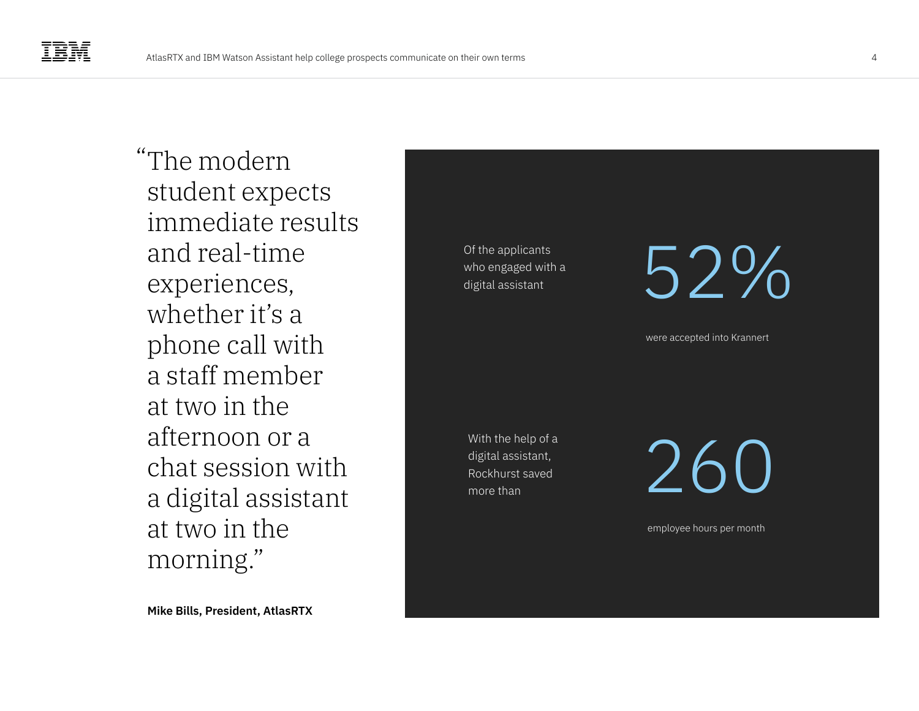> "The modern student expects immediate results and real-time experiences, whether it's a phone call with a staff member at two in the afternoon or a chat session with a digital assistant at two in the morning."

**Mike Bills, President, AtlasRTX**

Of the applicants who engaged with a digital assistant

**52%**

were accepted into Krannert

With the help of a digital assistant, Rockhurst saved more than

**260**

employee hours per month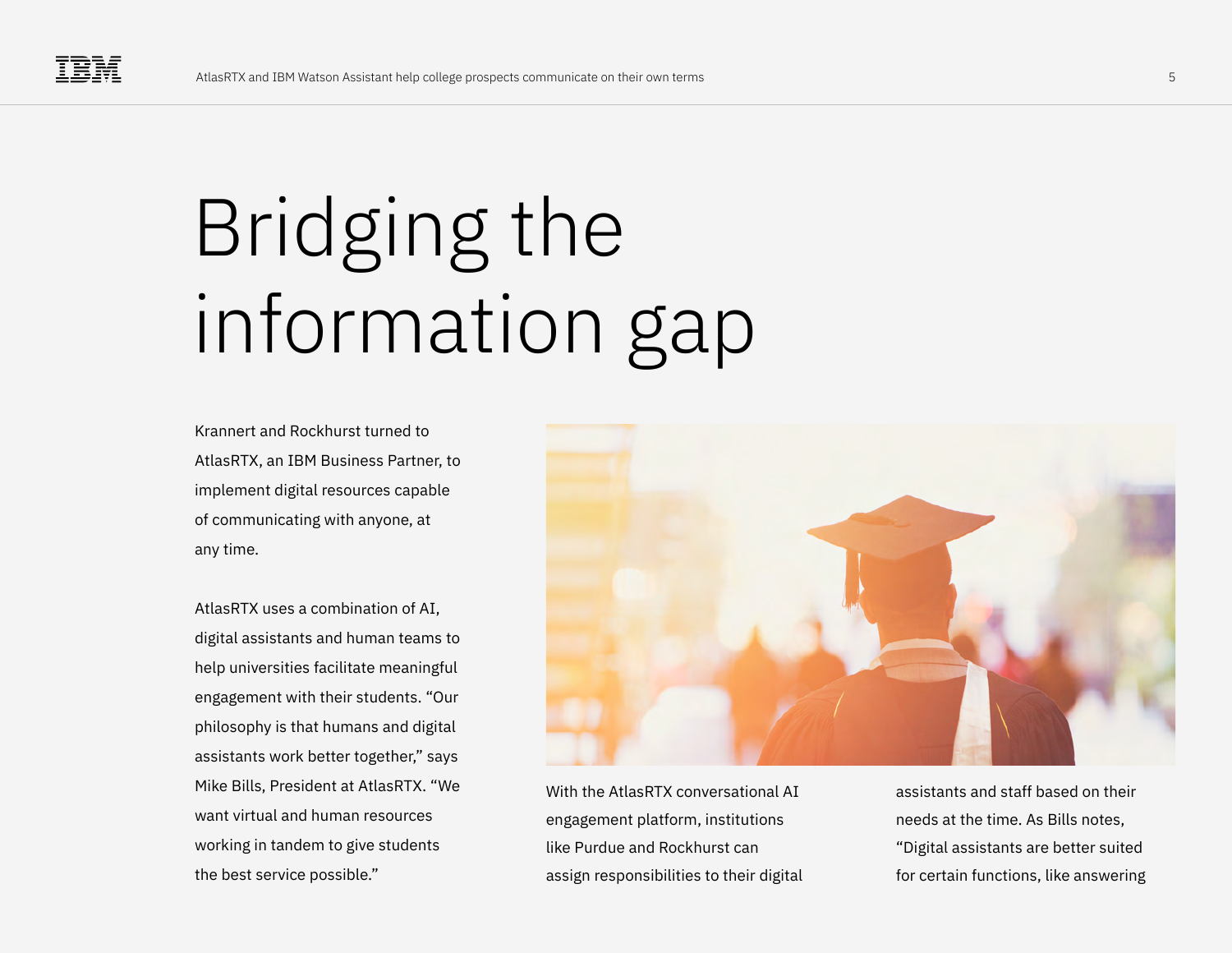# Bridging the information gap

Krannert and Rockhurst turned to AtlasRTX, an IBM Business Partner, to implement digital resources capable of communicating with anyone, at any time.

AtlasRTX uses a combination of AI, digital assistants and human teams to help universities facilitate meaningful engagement with their students. “Our philosophy is that humans and digital assistants work better together,” says Mike Bills, President at AtlasRTX. “We want virtual and human resources working in tandem to give students the best service possible.”

With the AtlasRTX conversational AI engagement platform, institutions like Purdue and Rockhurst can assign responsibilities to their digital assistants and staff based on their needs at the time. As Bills notes, “Digital assistants are better suited for certain functions, like answering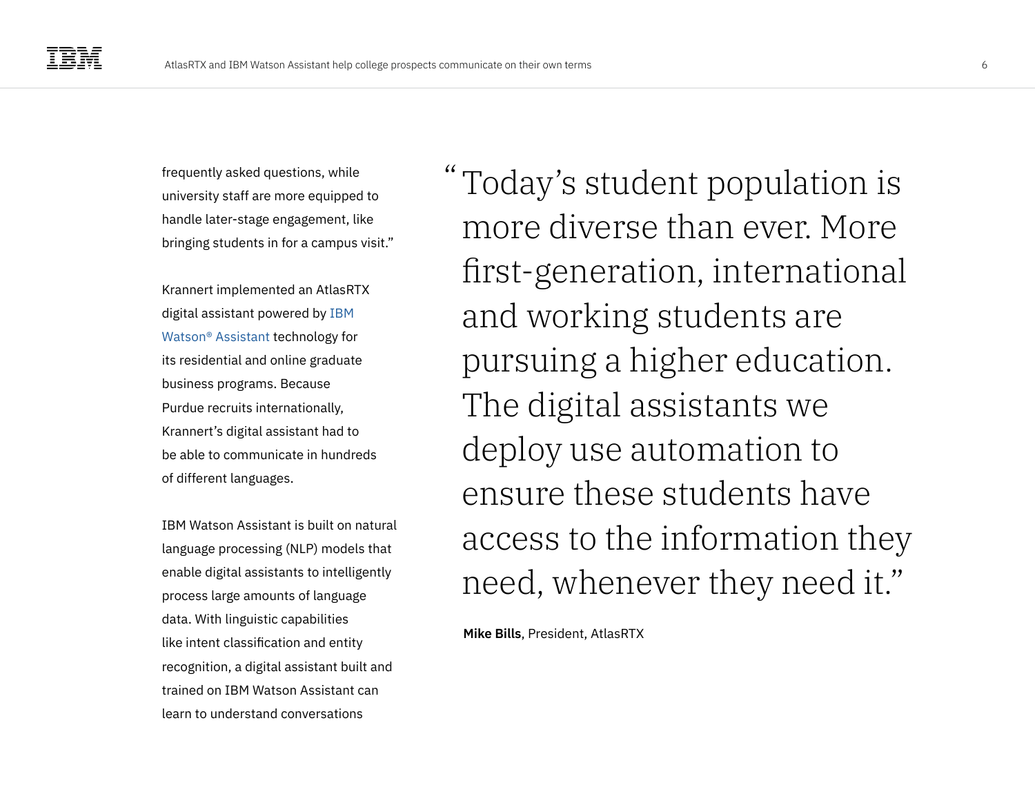frequently asked questions, while university staff are more equipped to handle later-stage engagement, like bringing students in for a campus visit."

Krannert implemented an AtlasRTX digital assistant powered by IBM Watson® Assistant technology for its residential and online graduate business programs. Because Purdue recruits internationally, Krannert's digital assistant had to be able to communicate in hundreds of different languages.

IBM Watson Assistant is built on natural language processing (NLP) models that enable digital assistants to intelligently process large amounts of language data. With linguistic capabilities like intent classification and entity recognition, a digital assistant built and trained on IBM Watson Assistant can learn to understand conversations

> "Today's student population is more diverse than ever. More first-generation, international and working students are pursuing a higher education. The digital assistants we deploy use automation to ensure these students have access to the information they need, whenever they need it."
>
> **Mike Bills**, President, AtlasRTX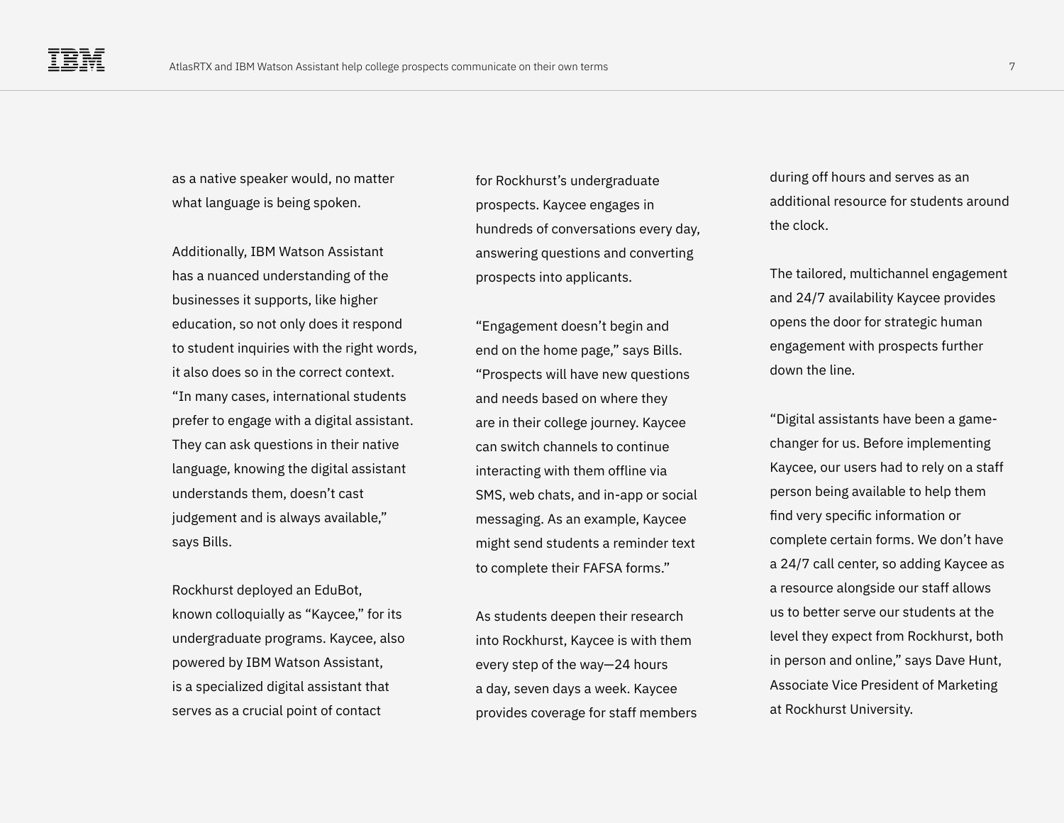as a native speaker would, no matter what language is being spoken.

Additionally, IBM Watson Assistant has a nuanced understanding of the businesses it supports, like higher education, so not only does it respond to student inquiries with the right words, it also does so in the correct context. "In many cases, international students prefer to engage with a digital assistant. They can ask questions in their native language, knowing the digital assistant understands them, doesn't cast judgement and is always available," says Bills.

Rockhurst deployed an EduBot, known colloquially as "Kaycee," for its undergraduate programs. Kaycee, also powered by IBM Watson Assistant, is a specialized digital assistant that serves as a crucial point of contact for Rockhurst's undergraduate prospects. Kaycee engages in hundreds of conversations every day, answering questions and converting prospects into applicants.

"Engagement doesn't begin and end on the home page," says Bills. "Prospects will have new questions and needs based on where they are in their college journey. Kaycee can switch channels to continue interacting with them offline via SMS, web chats, and in-app or social messaging. As an example, Kaycee might send students a reminder text to complete their FAFSA forms."

As students deepen their research into Rockhurst, Kaycee is with them every step of the way—24 hours a day, seven days a week. Kaycee provides coverage for staff members during off hours and serves as an additional resource for students around the clock.

The tailored, multichannel engagement and 24/7 availability Kaycee provides opens the door for strategic human engagement with prospects further down the line.

"Digital assistants have been a game-changer for us. Before implementing Kaycee, our users had to rely on a staff person being available to help them find very specific information or complete certain forms. We don't have a 24/7 call center, so adding Kaycee as a resource alongside our staff allows us to better serve our students at the level they expect from Rockhurst, both in person and online," says Dave Hunt, Associate Vice President of Marketing at Rockhurst University.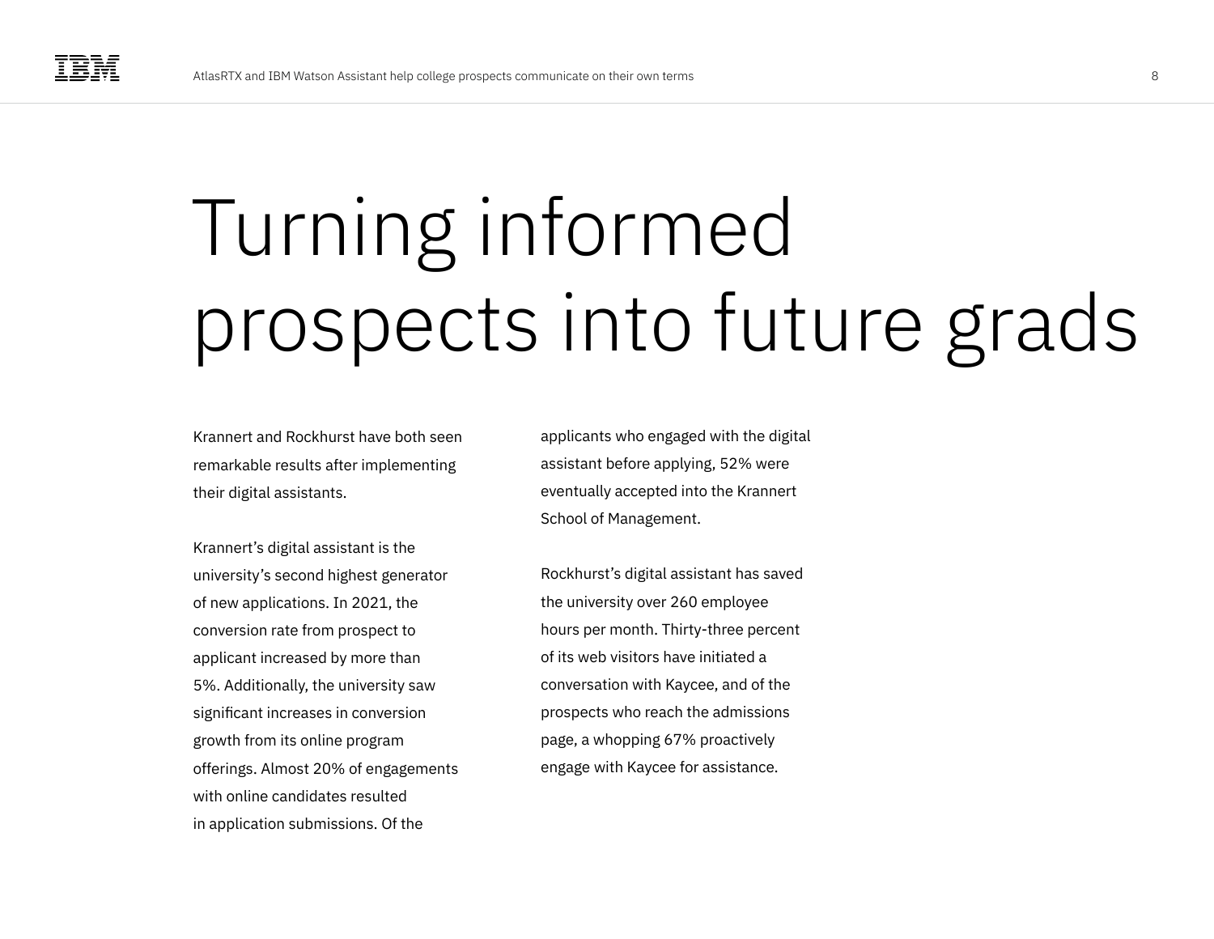# Turning informed prospects into future grads

Krannert and Rockhurst have both seen remarkable results after implementing their digital assistants.

Krannert's digital assistant is the university's second highest generator of new applications. In 2021, the conversion rate from prospect to applicant increased by more than 5%. Additionally, the university saw significant increases in conversion growth from its online program offerings. Almost 20% of engagements with online candidates resulted in application submissions. Of the applicants who engaged with the digital assistant before applying, 52% were eventually accepted into the Krannert School of Management.

Rockhurst's digital assistant has saved the university over 260 employee hours per month. Thirty-three percent of its web visitors have initiated a conversation with Kaycee, and of the prospects who reach the admissions page, a whopping 67% proactively engage with Kaycee for assistance.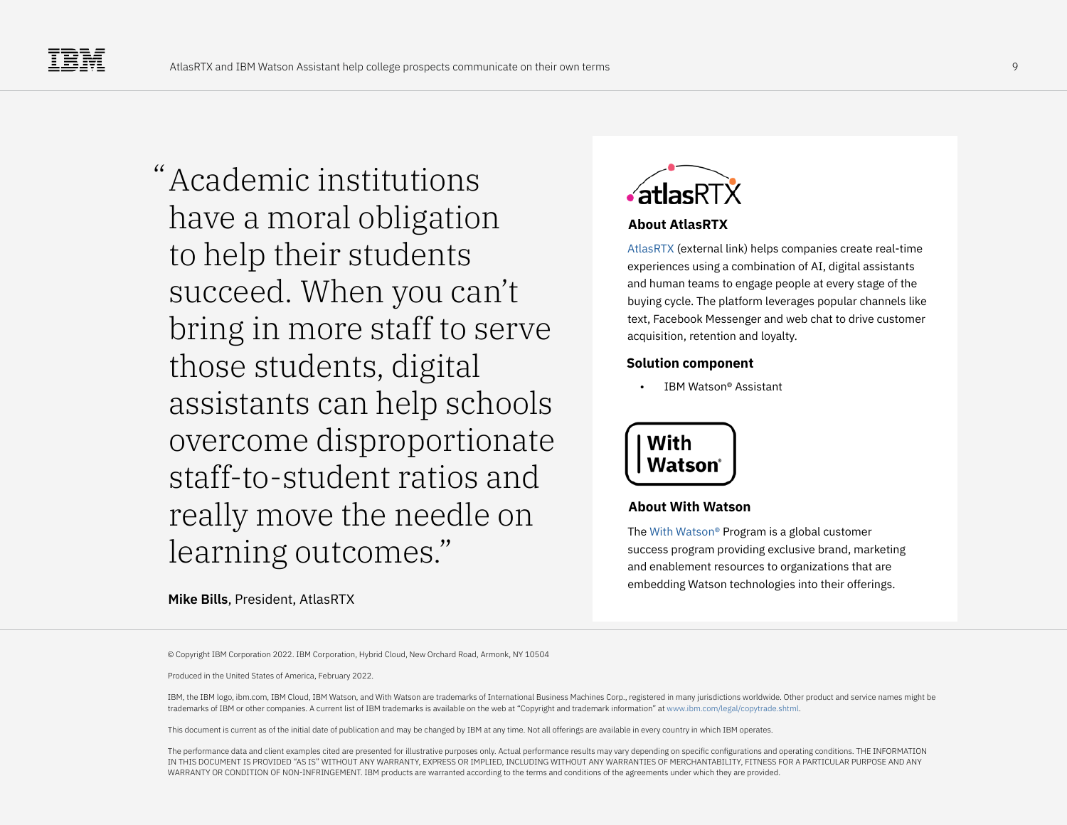"Academic institutions have a moral obligation to help their students succeed. When you can't bring in more staff to serve those students, digital assistants can help schools overcome disproportionate staff-to-student ratios and really move the needle on learning outcomes."

**Mike Bills**, President, AtlasRTX

### About AtlasRTX

AtlasRTX (external link) helps companies create real-time experiences using a combination of AI, digital assistants and human teams to engage people at every stage of the buying cycle. The platform leverages popular channels like text, Facebook Messenger and web chat to drive customer acquisition, retention and loyalty.

### Solution component

- IBM Watson® Assistant

### About With Watson

The With Watson® Program is a global customer success program providing exclusive brand, marketing and enablement resources to organizations that are embedding Watson technologies into their offerings.

© Copyright IBM Corporation 2022. IBM Corporation, Hybrid Cloud, New Orchard Road, Armonk, NY 10504

Produced in the United States of America, February 2022.

IBM, the IBM logo, ibm.com, IBM Cloud, IBM Watson, and With Watson are trademarks of International Business Machines Corp., registered in many jurisdictions worldwide. Other product and service names might be trademarks of IBM or other companies. A current list of IBM trademarks is available on the web at "Copyright and trademark information" at www.ibm.com/legal/copytrade.shtml.

This document is current as of the initial date of publication and may be changed by IBM at any time. Not all offerings are available in every country in which IBM operates.

The performance data and client examples cited are presented for illustrative purposes only. Actual performance results may vary depending on specific configurations and operating conditions. THE INFORMATION IN THIS DOCUMENT IS PROVIDED "AS IS" WITHOUT ANY WARRANTY, EXPRESS OR IMPLIED, INCLUDING WITHOUT ANY WARRANTIES OF MERCHANTABILITY, FITNESS FOR A PARTICULAR PURPOSE AND ANY WARRANTY OR CONDITION OF NON-INFRINGEMENT. IBM products are warranted according to the terms and conditions of the agreements under which they are provided.